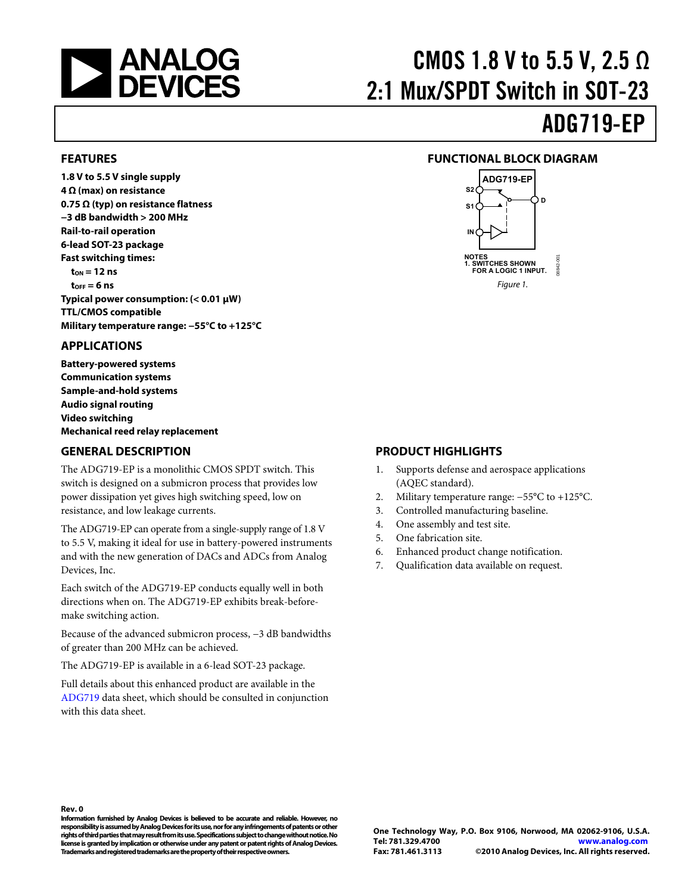# CMOS 1.8 V to 5.5 V, 2.5 Ω 2:1 Mux/SPDT Switch in SOT-23

# ADG719-EP

## FEATURES

**1.8 V to 5.5 V single supply**
**4 Ω (max) on resistance**
**0.75 Ω (typ) on resistance flatness**
**−3 dB bandwidth > 200 MHz**
**Rail-to-rail operation**
**6-lead SOT-23 package**
**Fast switching times:**
**$t_{ON}$ = 12 ns**
**$t_{OFF}$ = 6 ns**
**Typical power consumption: (< 0.01 μW)**
**TTL/CMOS compatible**
**Military temperature range: −55°C to +125°C**

## APPLICATIONS

**Battery-powered systems**
**Communication systems**
**Sample-and-hold systems**
**Audio signal routing**
**Video switching**
**Mechanical reed relay replacement**

## GENERAL DESCRIPTION

The ADG719-EP is a monolithic CMOS SPDT switch. This switch is designed on a submicron process that provides low power dissipation yet gives high switching speed, low on resistance, and low leakage currents.

The ADG719-EP can operate from a single-supply range of 1.8 V to 5.5 V, making it ideal for use in battery-powered instruments and with the new generation of DACs and ADCs from Analog Devices, Inc.

Each switch of the ADG719-EP conducts equally well in both directions when on. The ADG719-EP exhibits break-before-make switching action.

Because of the advanced submicron process, −3 dB bandwidths of greater than 200 MHz can be achieved.

The ADG719-EP is available in a 6-lead SOT-23 package.

Full details about this enhanced product are available in the ADG719 data sheet, which should be consulted in conjunction with this data sheet.

## FUNCTIONAL BLOCK DIAGRAM

ADG719-EP

S2
S1
IN
D

NOTES
1. SWITCHES SHOWN FOR A LOGIC 1 INPUT.

08842-001

*Figure 1.*

## PRODUCT HIGHLIGHTS

1. Supports defense and aerospace applications (AQEC standard).
2. Military temperature range: −55°C to +125°C.
3. Controlled manufacturing baseline.
4. One assembly and test site.
5. One fabrication site.
6. Enhanced product change notification.
7. Qualification data available on request.

**Rev. 0**
**Information furnished by Analog Devices is believed to be accurate and reliable. However, no responsibility is assumed by Analog Devices for its use, nor for any infringements of patents or other rights of third parties that may result from its use. Specifications subject to change without notice. No license is granted by implication or otherwise under any patent or patent rights of Analog Devices. Trademarks and registered trademarks are the property of their respective owners.**

**One Technology Way, P.O. Box 9106, Norwood, MA 02062-9106, U.S.A.**
**Tel: 781.329.4700 www.analog.com**
**Fax: 781.461.3113 ©2010 Analog Devices, Inc. All rights reserved.**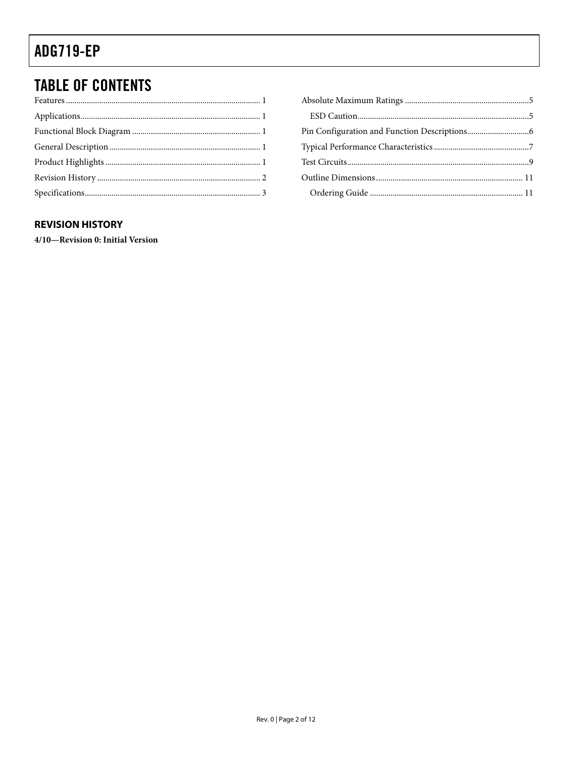# TABLE OF CONTENTS

Features ... 1
Applications ... 1
Functional Block Diagram ... 1
General Description ... 1
Product Highlights ... 1
Revision History ... 2
Specifications ... 3
Absolute Maximum Ratings ... 5
  ESD Caution ... 5
Pin Configuration and Function Descriptions ... 6
Typical Performance Characteristics ... 7
Test Circuits ... 9
Outline Dimensions ... 11
  Ordering Guide ... 11

## REVISION HISTORY

**4/10—Revision 0: Initial Version**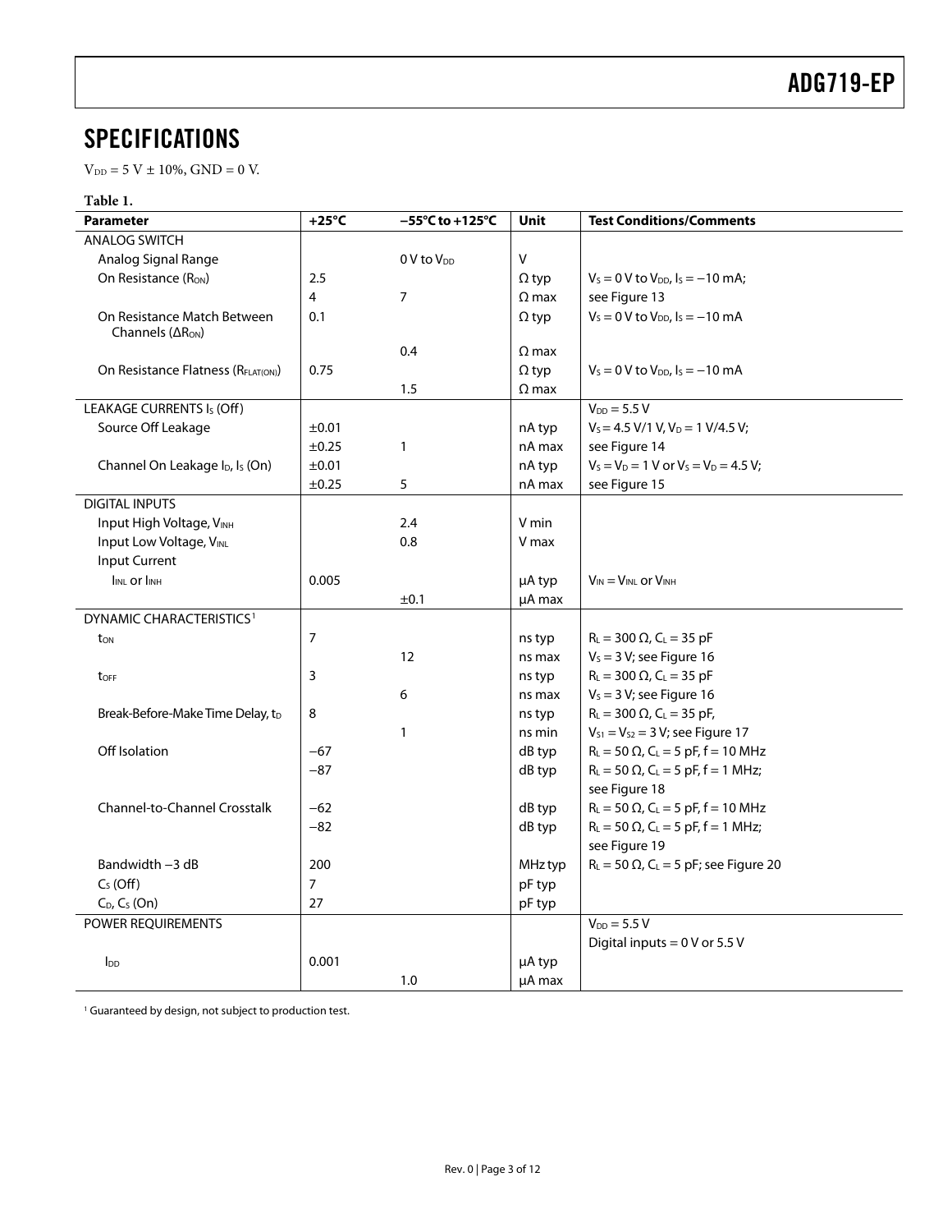## SPECIFICATIONS

$V_{DD}$ = 5 V ± 10%, GND = 0 V.

**Table 1.**

| Parameter | +25°C | −55°C to +125°C | Unit | Test Conditions/Comments |
|---|---|---|---|---|
| ANALOG SWITCH | | | | |
| Analog Signal Range | | 0 V to $V_{DD}$ | V | |
| On Resistance ($R_{ON}$) | 2.5 | | Ω typ | $V_S$ = 0 V to $V_{DD}$, $I_S$ = −10 mA; |
| | 4 | 7 | Ω max | see Figure 13 |
| On Resistance Match Between Channels ($\Delta R_{ON}$) | 0.1 | | Ω typ | $V_S$ = 0 V to $V_{DD}$, $I_S$ = −10 mA |
| | | 0.4 | Ω max | |
| On Resistance Flatness ($R_{FLAT(ON)}$) | 0.75 | | Ω typ | $V_S$ = 0 V to $V_{DD}$, $I_S$ = −10 mA |
| | | 1.5 | Ω max | |
| LEAKAGE CURRENTS $I_S$ (Off) | | | | $V_{DD}$ = 5.5 V |
| Source Off Leakage | ±0.01 | | nA typ | $V_S$ = 4.5 V/1 V, $V_D$ = 1 V/4.5 V; |
| | ±0.25 | 1 | nA max | see Figure 14 |
| Channel On Leakage $I_D$, $I_S$ (On) | ±0.01 | | nA typ | $V_S$ = $V_D$ = 1 V or $V_S$ = $V_D$ = 4.5 V; |
| | ±0.25 | 5 | nA max | see Figure 15 |
| DIGITAL INPUTS | | | | |
| Input High Voltage, $V_{INH}$ | | 2.4 | V min | |
| Input Low Voltage, $V_{INL}$ | | 0.8 | V max | |
| Input Current | | | | |
| $I_{INL}$ or $I_{INH}$ | 0.005 | | μA typ | $V_{IN}$ = $V_{INL}$ or $V_{INH}$ |
| | | ±0.1 | μA max | |
| DYNAMIC CHARACTERISTICS[1] | | | | |
| $t_{ON}$ | 7 | | ns typ | $R_L$ = 300 Ω, $C_L$ = 35 pF |
| | | 12 | ns max | $V_S$ = 3 V; see Figure 16 |
| $t_{OFF}$ | 3 | | ns typ | $R_L$ = 300 Ω, $C_L$ = 35 pF |
| | | 6 | ns max | $V_S$ = 3 V; see Figure 16 |
| Break-Before-Make Time Delay, $t_D$ | 8 | | ns typ | $R_L$ = 300 Ω, $C_L$ = 35 pF, |
| | | 1 | ns min | $V_{S1}$ = $V_{S2}$ = 3 V; see Figure 17 |
| Off Isolation | −67 | | dB typ | $R_L$ = 50 Ω, $C_L$ = 5 pF, f = 10 MHz |
| | −87 | | dB typ | $R_L$ = 50 Ω, $C_L$ = 5 pF, f = 1 MHz; see Figure 18 |
| Channel-to-Channel Crosstalk | −62 | | dB typ | $R_L$ = 50 Ω, $C_L$ = 5 pF, f = 10 MHz |
| | −82 | | dB typ | $R_L$ = 50 Ω, $C_L$ = 5 pF, f = 1 MHz; see Figure 19 |
| Bandwidth −3 dB | 200 | | MHz typ | $R_L$ = 50 Ω, $C_L$ = 5 pF; see Figure 20 |
| $C_S$ (Off) | 7 | | pF typ | |
| $C_D$, $C_S$ (On) | 27 | | pF typ | |
| POWER REQUIREMENTS | | | | $V_{DD}$ = 5.5 V |
| | | | | Digital inputs = 0 V or 5.5 V |
| $I_{DD}$ | 0.001 | | μA typ | |
| | | 1.0 | μA max | |

[1] Guaranteed by design, not subject to production test.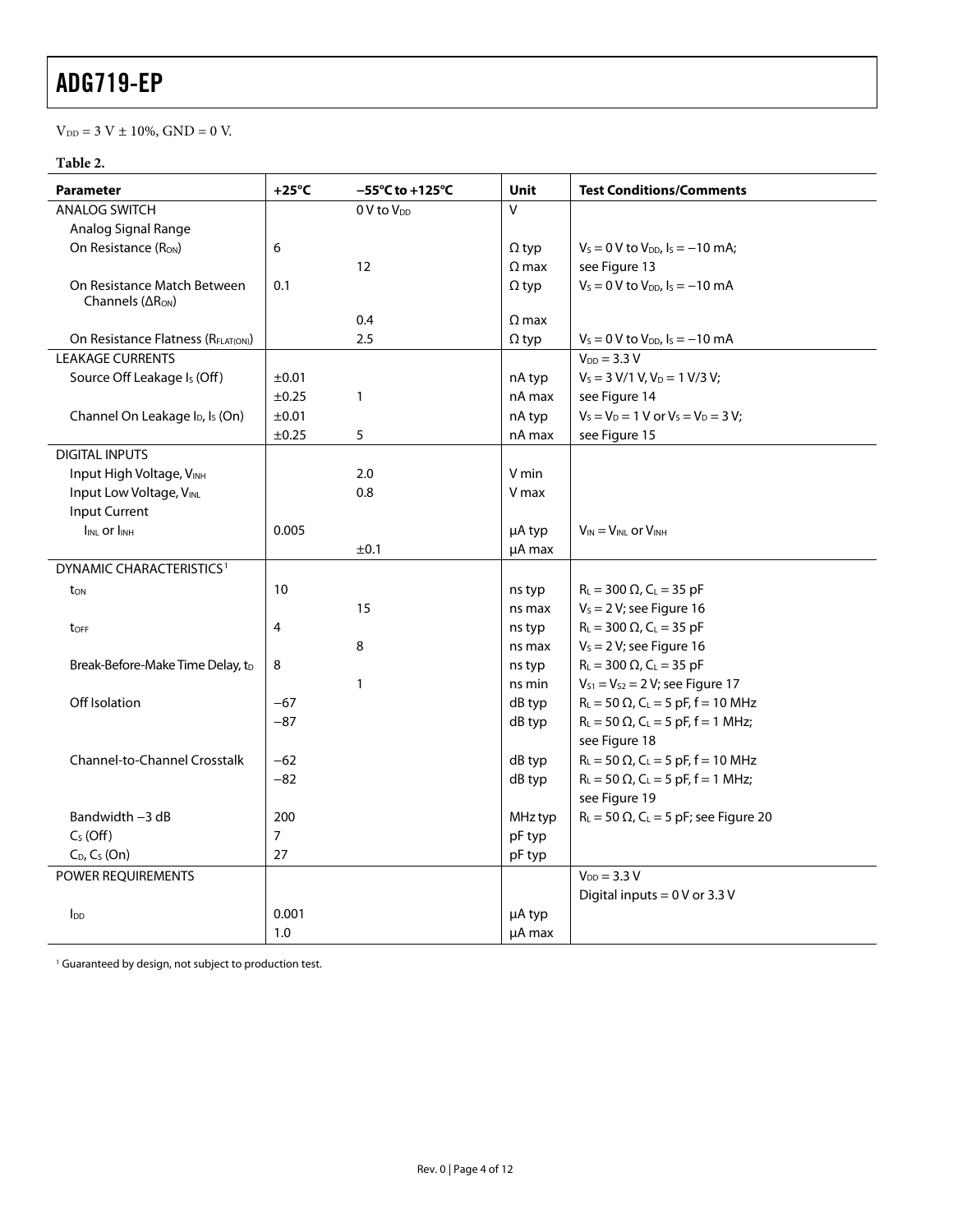$V_{DD}$ = 3 V ± 10%, GND = 0 V.

**Table 2.**

| Parameter | +25°C | −55°C to +125°C | Unit | Test Conditions/Comments |
|---|---|---|---|---|
| ANALOG SWITCH | | 0 V to $V_{DD}$ | V | |
| Analog Signal Range | | | | |
| On Resistance ($R_{ON}$) | 6 | | Ω typ | $V_S$ = 0 V to $V_{DD}$, $I_S$ = −10 mA; |
| | | 12 | Ω max | see Figure 13 |
| On Resistance Match Between Channels ($\Delta R_{ON}$) | 0.1 | | Ω typ | $V_S$ = 0 V to $V_{DD}$, $I_S$ = −10 mA |
| | | 0.4 | Ω max | |
| On Resistance Flatness ($R_{FLAT(ON)}$) | | 2.5 | Ω typ | $V_S$ = 0 V to $V_{DD}$, $I_S$ = −10 mA |
| LEAKAGE CURRENTS | | | | $V_{DD}$ = 3.3 V |
| Source Off Leakage $I_S$ (Off) | ±0.01 | | nA typ | $V_S$ = 3 V/1 V, $V_D$ = 1 V/3 V; |
| | ±0.25 | 1 | nA max | see Figure 14 |
| Channel On Leakage $I_D$, $I_S$ (On) | ±0.01 | | nA typ | $V_S$ = $V_D$ = 1 V or $V_S$ = $V_D$ = 3 V; |
| | ±0.25 | 5 | nA max | see Figure 15 |
| DIGITAL INPUTS | | | | |
| Input High Voltage, $V_{INH}$ | | 2.0 | V min | |
| Input Low Voltage, $V_{INL}$ | | 0.8 | V max | |
| Input Current | | | | |
| $I_{INL}$ or $I_{INH}$ | 0.005 | | μA typ | $V_{IN}$ = $V_{INL}$ or $V_{INH}$ |
| | | ±0.1 | μA max | |
| DYNAMIC CHARACTERISTICS[1] | | | | |
| $t_{ON}$ | 10 | | ns typ | $R_L$ = 300 Ω, $C_L$ = 35 pF |
| | | 15 | ns max | $V_S$ = 2 V; see Figure 16 |
| $t_{OFF}$ | 4 | | ns typ | $R_L$ = 300 Ω, $C_L$ = 35 pF |
| | | 8 | ns max | $V_S$ = 2 V; see Figure 16 |
| Break-Before-Make Time Delay, $t_D$ | 8 | | ns typ | $R_L$ = 300 Ω, $C_L$ = 35 pF |
| | | 1 | ns min | $V_{S1}$ = $V_{S2}$ = 2 V; see Figure 17 |
| Off Isolation | −67 | | dB typ | $R_L$ = 50 Ω, $C_L$ = 5 pF, f = 10 MHz |
| | −87 | | dB typ | $R_L$ = 50 Ω, $C_L$ = 5 pF, f = 1 MHz; see Figure 18 |
| Channel-to-Channel Crosstalk | −62 | | dB typ | $R_L$ = 50 Ω, $C_L$ = 5 pF, f = 10 MHz |
| | −82 | | dB typ | $R_L$ = 50 Ω, $C_L$ = 5 pF, f = 1 MHz; see Figure 19 |
| Bandwidth −3 dB | 200 | | MHz typ | $R_L$ = 50 Ω, $C_L$ = 5 pF; see Figure 20 |
| $C_S$ (Off) | 7 | | pF typ | |
| $C_D$, $C_S$ (On) | 27 | | pF typ | |
| POWER REQUIREMENTS | | | | $V_{DD}$ = 3.3 V |
| | | | | Digital inputs = 0 V or 3.3 V |
| $I_{DD}$ | 0.001 | | μA typ | |
| | 1.0 | | μA max | |

[1] Guaranteed by design, not subject to production test.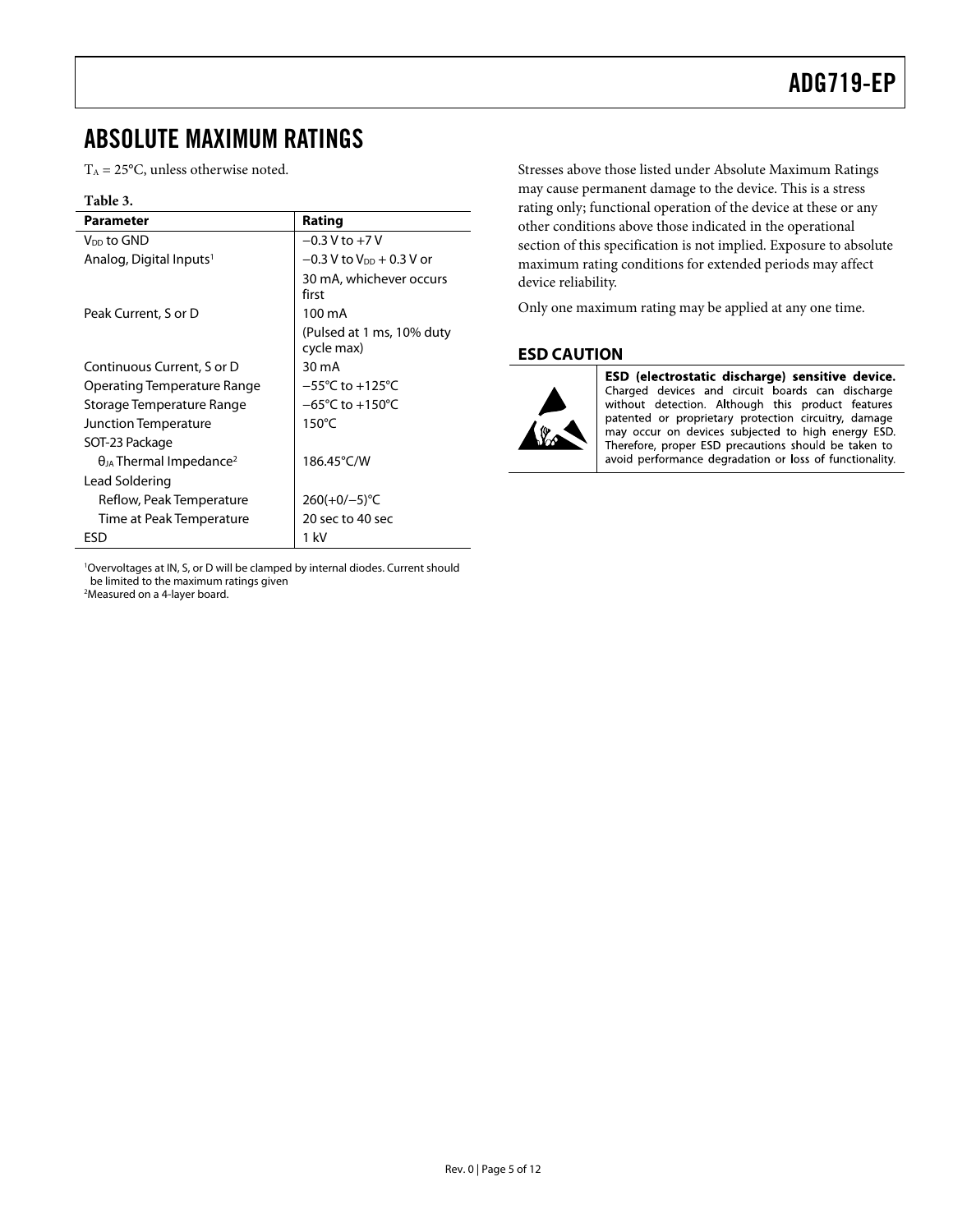# ABSOLUTE MAXIMUM RATINGS

$T_A$ = 25°C, unless otherwise noted.

**Table 3.**

| Parameter | Rating |
|---|---|
| $V_{DD}$ to GND | −0.3 V to +7 V |
| Analog, Digital Inputs[1] | −0.3 V to $V_{DD}$ + 0.3 V or |
| | 30 mA, whichever occurs first |
| Peak Current, S or D | 100 mA |
| | (Pulsed at 1 ms, 10% duty cycle max) |
| Continuous Current, S or D | 30 mA |
| Operating Temperature Range | −55°C to +125°C |
| Storage Temperature Range | −65°C to +150°C |
| Junction Temperature | 150°C |
| SOT-23 Package | |
| $\theta_{JA}$ Thermal Impedance[2] | 186.45°C/W |
| Lead Soldering | |
| Reflow, Peak Temperature | 260(+0/−5)°C |
| Time at Peak Temperature | 20 sec to 40 sec |
| ESD | 1 kV |

[1] Overvoltages at IN, S, or D will be clamped by internal diodes. Current should be limited to the maximum ratings given

[2] Measured on a 4-layer board.

Stresses above those listed under Absolute Maximum Ratings may cause permanent damage to the device. This is a stress rating only; functional operation of the device at these or any other conditions above those indicated in the operational section of this specification is not implied. Exposure to absolute maximum rating conditions for extended periods may affect device reliability.

Only one maximum rating may be applied at any one time.

## ESD CAUTION

**ESD (electrostatic discharge) sensitive device.** Charged devices and circuit boards can discharge without detection. Although this product features patented or proprietary protection circuitry, damage may occur on devices subjected to high energy ESD. Therefore, proper ESD precautions should be taken to avoid performance degradation or loss of functionality.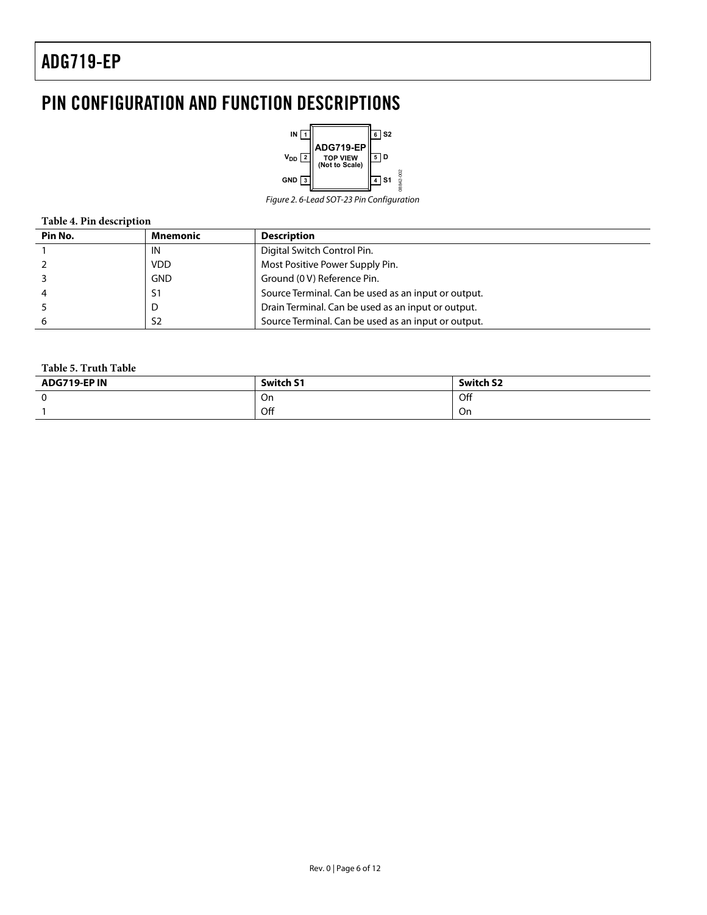# PIN CONFIGURATION AND FUNCTION DESCRIPTIONS

Figure 2. 6-Lead SOT-23 Pin Configuration

**Table 4. Pin description**

| Pin No. | Mnemonic | Description |
|---|---|---|
| 1 | IN | Digital Switch Control Pin. |
| 2 | VDD | Most Positive Power Supply Pin. |
| 3 | GND | Ground (0 V) Reference Pin. |
| 4 | S1 | Source Terminal. Can be used as an input or output. |
| 5 | D | Drain Terminal. Can be used as an input or output. |
| 6 | S2 | Source Terminal. Can be used as an input or output. |

**Table 5. Truth Table**

| ADG719-EP IN | Switch S1 | Switch S2 |
|---|---|---|
| 0 | On | Off |
| 1 | Off | On |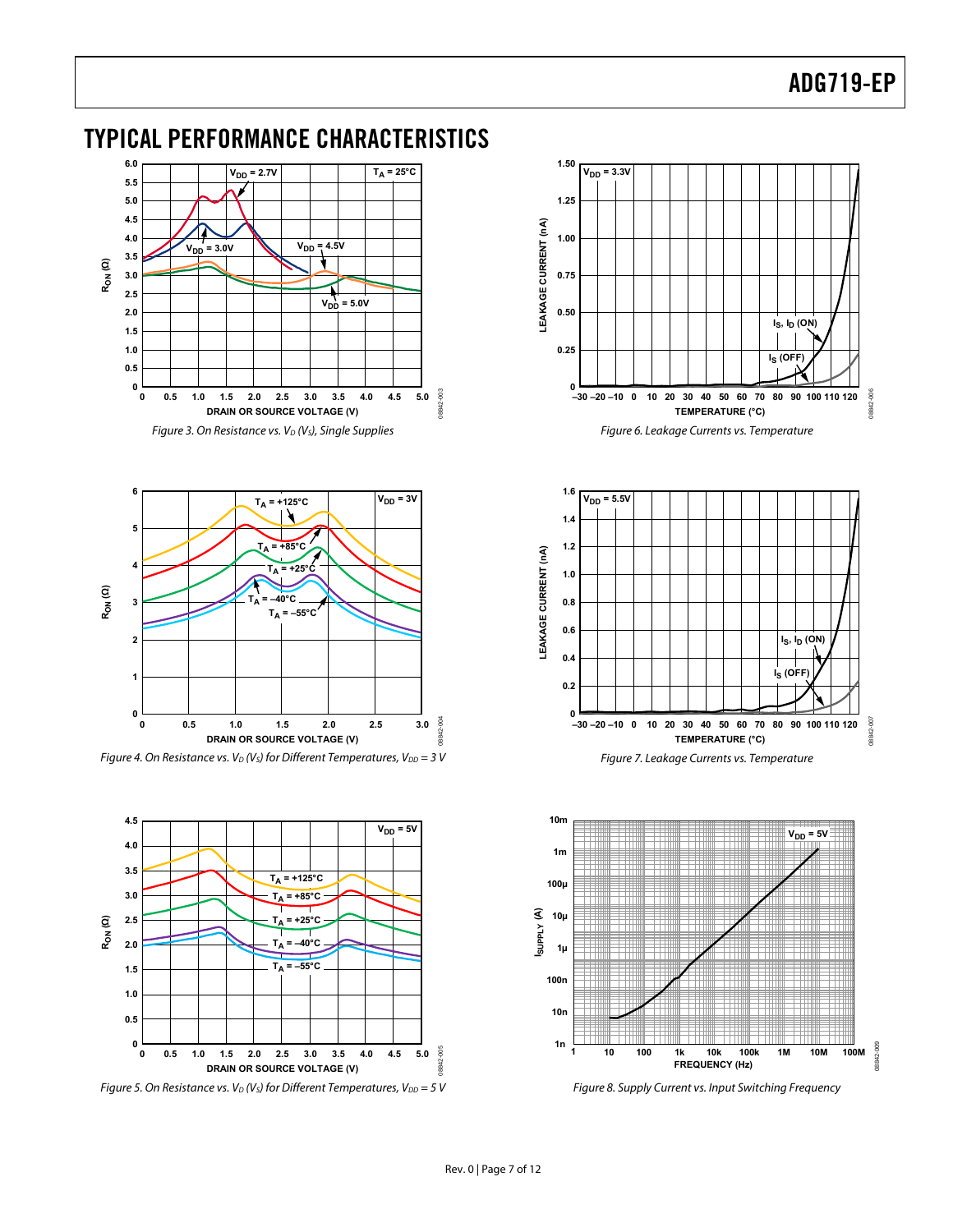## TYPICAL PERFORMANCE CHARACTERISTICS

Figure 3. On Resistance vs. $V_D$ ($V_S$), Single Supplies

Figure 4. On Resistance vs. $V_D$ ($V_S$) for Different Temperatures, $V_{DD}$ = 3 V

Figure 5. On Resistance vs. $V_D$ ($V_S$) for Different Temperatures, $V_{DD}$ = 5 V

Figure 6. Leakage Currents vs. Temperature

Figure 7. Leakage Currents vs. Temperature

Figure 8. Supply Current vs. Input Switching Frequency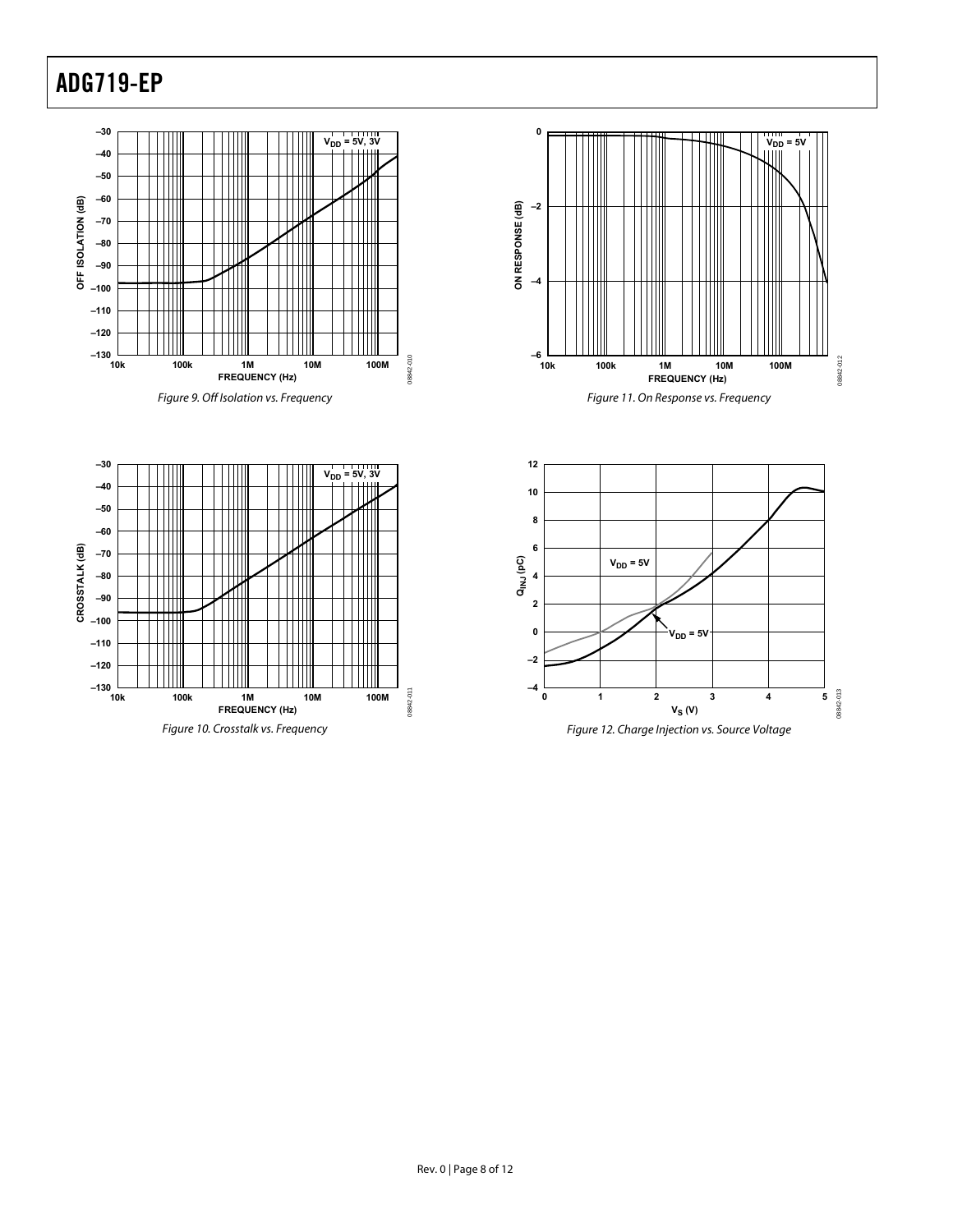Figure 9. Off Isolation vs. Frequency

Figure 10. Crosstalk vs. Frequency

Figure 11. On Response vs. Frequency

Figure 12. Charge Injection vs. Source Voltage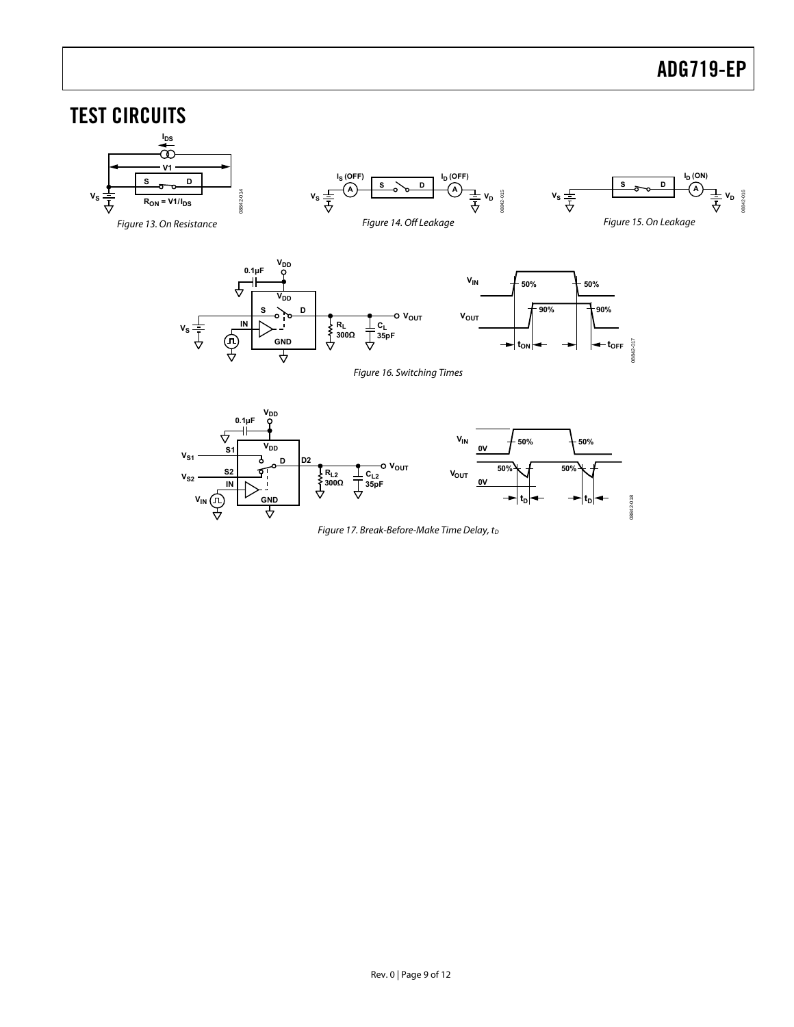# TEST CIRCUITS

Figure 13. On Resistance

Figure 14. Off Leakage

Figure 15. On Leakage

Figure 16. Switching Times

Figure 17. Break-Before-Make Time Delay, $t_D$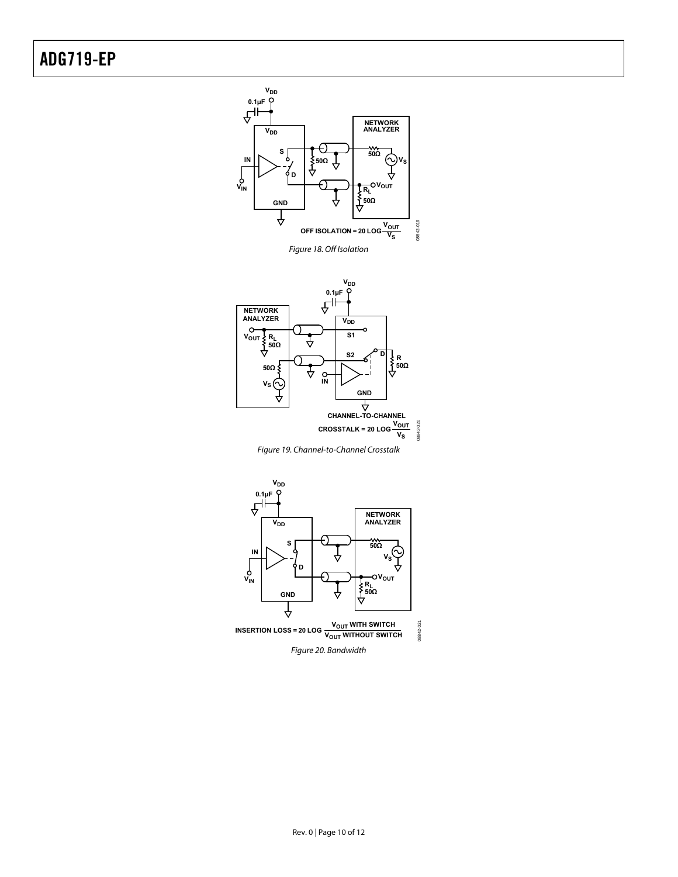$$\text{OFF ISOLATION} = 20 \log \frac{V_{OUT}}{V_S}$$

*Figure 18. Off Isolation*

$$\text{CHANNEL-TO-CHANNEL CROSSTALK} = 20 \log \frac{V_{OUT}}{V_S}$$

*Figure 19. Channel-to-Channel Crosstalk*

$$\text{INSERTION LOSS} = 20 \log \frac{V_{OUT} \text{ WITH SWITCH}}{V_{OUT} \text{ WITHOUT SWITCH}}$$

*Figure 20. Bandwidth*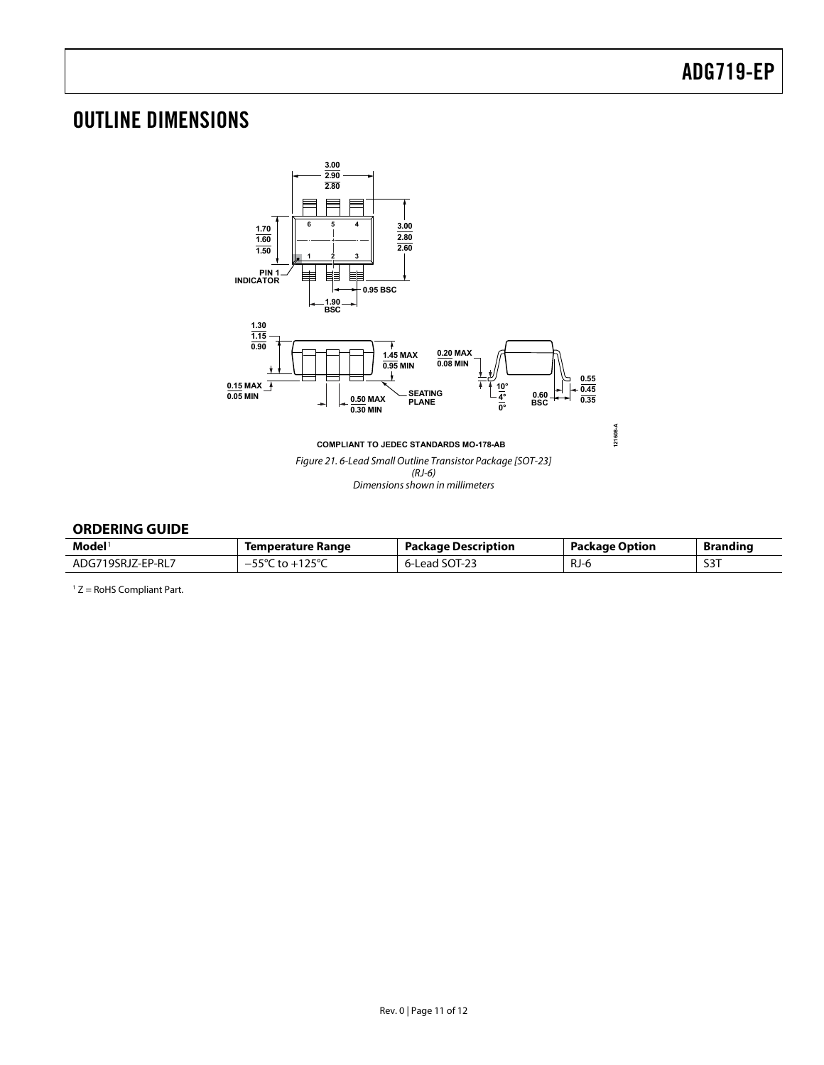# OUTLINE DIMENSIONS

COMPLIANT TO JEDEC STANDARDS MO-178-AB

*Figure 21. 6-Lead Small Outline Transistor Package [SOT-23]*
*(RJ-6)*
*Dimensions shown in millimeters*

## ORDERING GUIDE

| Model[1] | Temperature Range | Package Description | Package Option | Branding |
|---|---|---|---|---|
| ADG719SRJZ-EP-RL7 | −55°C to +125°C | 6-Lead SOT-23 | RJ-6 | S3T |

[1] Z = RoHS Compliant Part.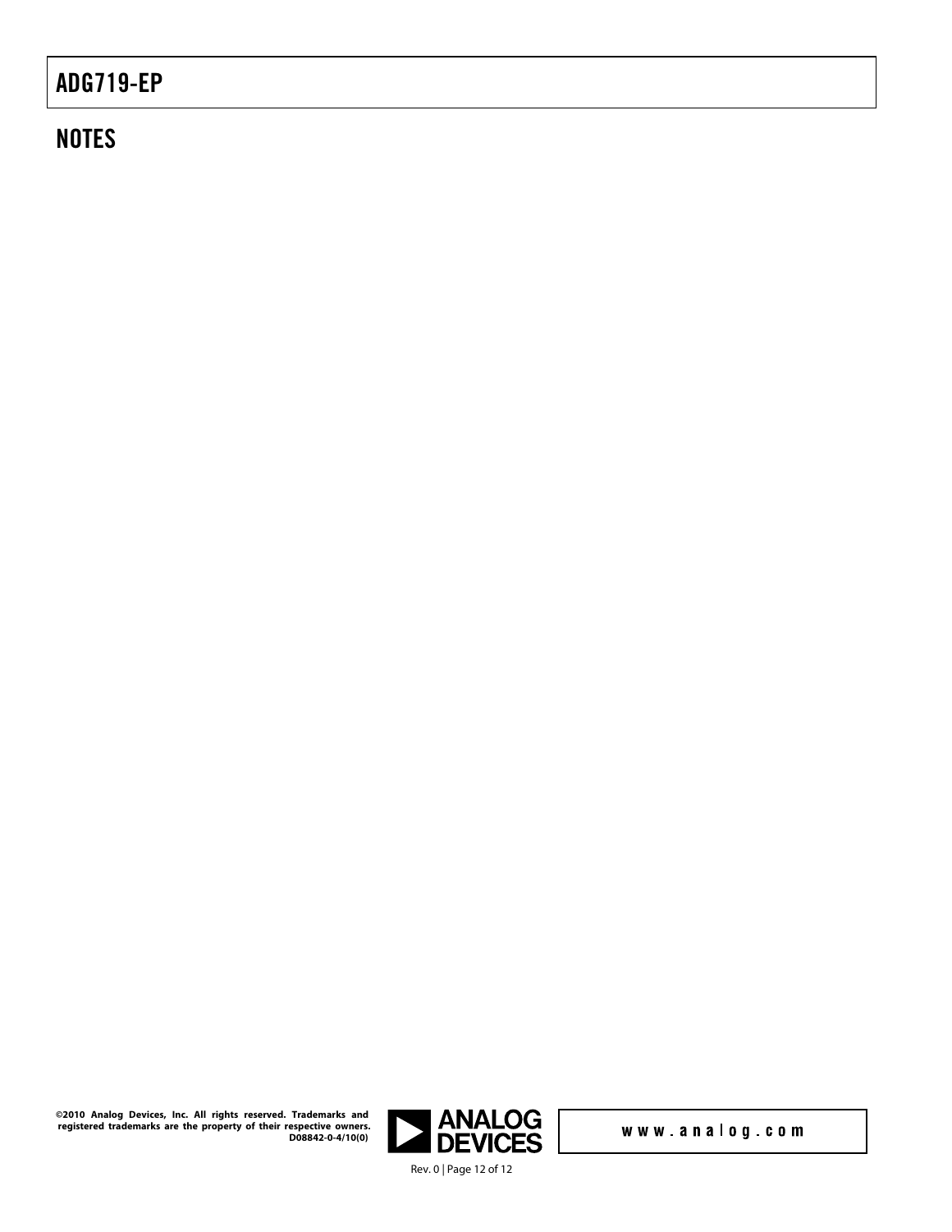## NOTES

©2010 Analog Devices, Inc. All rights reserved. Trademarks and registered trademarks are the property of their respective owners.
D08842-0-4/10(0)

www.analog.com